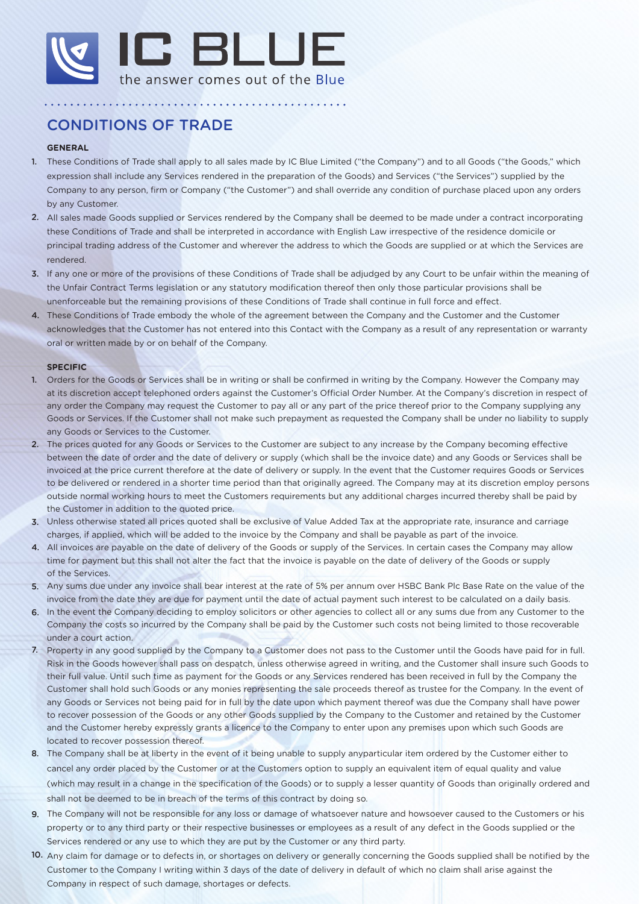# IC BLUE

the answer comes out of the Blue

## CONDITIONS OF TRADE

**GENERAL**

1. These Conditions of Trade shall apply to all sales made by IC Blue Limited ("the Company") and to all Goods ("the Goods," which expression shall include any Services rendered in the preparation of the Goods) and Services ("the Services") supplied by the Company to any person, firm or Company ("the Customer") and shall override any condition of purchase placed upon any orders by any Customer.
2. All sales made Goods supplied or Services rendered by the Company shall be deemed to be made under a contract incorporating these Conditions of Trade and shall be interpreted in accordance with English Law irrespective of the residence domicile or principal trading address of the Customer and wherever the address to which the Goods are supplied or at which the Services are rendered.
3. If any one or more of the provisions of these Conditions of Trade shall be adjudged by any Court to be unfair within the meaning of the Unfair Contract Terms legislation or any statutory modification thereof then only those particular provisions shall be unenforceable but the remaining provisions of these Conditions of Trade shall continue in full force and effect.
4. These Conditions of Trade embody the whole of the agreement between the Company and the Customer and the Customer acknowledges that the Customer has not entered into this Contact with the Company as a result of any representation or warranty oral or written made by or on behalf of the Company.

**SPECIFIC**

1. Orders for the Goods or Services shall be in writing or shall be confirmed in writing by the Company. However the Company may at its discretion accept telephoned orders against the Customer's Official Order Number. At the Company's discretion in respect of any order the Company may request the Customer to pay all or any part of the price thereof prior to the Company supplying any Goods or Services. If the Customer shall not make such prepayment as requested the Company shall be under no liability to supply any Goods or Services to the Customer.
2. The prices quoted for any Goods or Services to the Customer are subject to any increase by the Company becoming effective between the date of order and the date of delivery or supply (which shall be the invoice date) and any Goods or Services shall be invoiced at the price current therefore at the date of delivery or supply. In the event that the Customer requires Goods or Services to be delivered or rendered in a shorter time period than that originally agreed. The Company may at its discretion employ persons outside normal working hours to meet the Customers requirements but any additional charges incurred thereby shall be paid by the Customer in addition to the quoted price.
3. Unless otherwise stated all prices quoted shall be exclusive of Value Added Tax at the appropriate rate, insurance and carriage charges, if applied, which will be added to the invoice by the Company and shall be payable as part of the invoice.
4. All invoices are payable on the date of delivery of the Goods or supply of the Services. In certain cases the Company may allow time for payment but this shall not alter the fact that the invoice is payable on the date of delivery of the Goods or supply of the Services.
5. Any sums due under any invoice shall bear interest at the rate of 5% per annum over HSBC Bank Plc Base Rate on the value of the invoice from the date they are due for payment until the date of actual payment such interest to be calculated on a daily basis.
6. In the event the Company deciding to employ solicitors or other agencies to collect all or any sums due from any Customer to the Company the costs so incurred by the Company shall be paid by the Customer such costs not being limited to those recoverable under a court action.
7. Property in any good supplied by the Company to a Customer does not pass to the Customer until the Goods have paid for in full. Risk in the Goods however shall pass on despatch, unless otherwise agreed in writing, and the Customer shall insure such Goods to their full value. Until such time as payment for the Goods or any Services rendered has been received in full by the Company the Customer shall hold such Goods or any monies representing the sale proceeds thereof as trustee for the Company. In the event of any Goods or Services not being paid for in full by the date upon which payment thereof was due the Company shall have power to recover possession of the Goods or any other Goods supplied by the Company to the Customer and retained by the Customer and the Customer hereby expressly grants a licence to the Company to enter upon any premises upon which such Goods are located to recover possession thereof.
8. The Company shall be at liberty in the event of it being unable to supply anyparticular item ordered by the Customer either to cancel any order placed by the Customer or at the Customers option to supply an equivalent item of equal quality and value (which may result in a change in the specification of the Goods) or to supply a lesser quantity of Goods than originally ordered and shall not be deemed to be in breach of the terms of this contract by doing so.
9. The Company will not be responsible for any loss or damage of whatsoever nature and howsoever caused to the Customers or his property or to any third party or their respective businesses or employees as a result of any defect in the Goods supplied or the Services rendered or any use to which they are put by the Customer or any third party.
10. Any claim for damage or to defects in, or shortages on delivery or generally concerning the Goods supplied shall be notified by the Customer to the Company I writing within 3 days of the date of delivery in default of which no claim shall arise against the Company in respect of such damage, shortages or defects.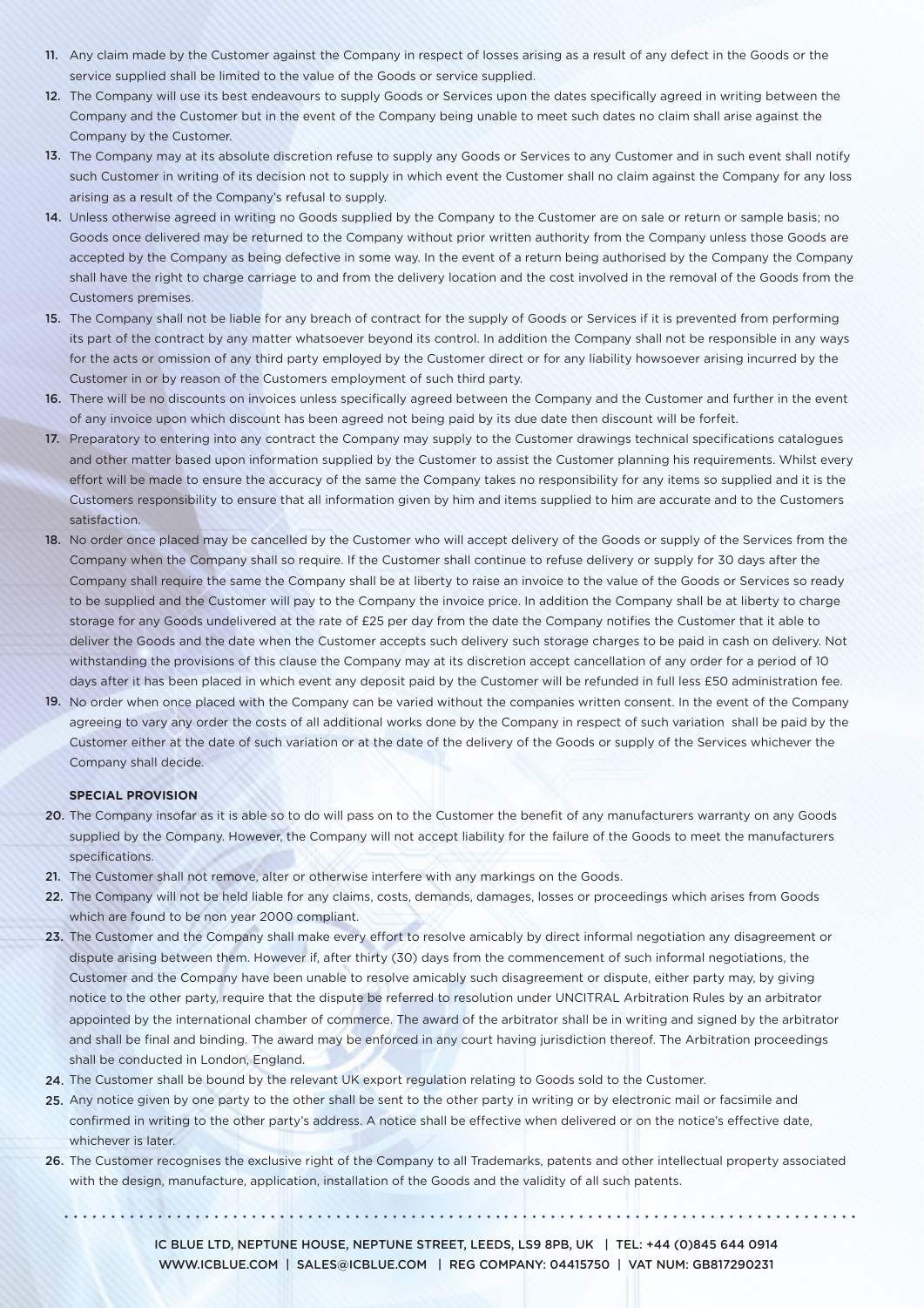11. Any claim made by the Customer against the Company in respect of losses arising as a result of any defect in the Goods or the service supplied shall be limited to the value of the Goods or service supplied.
12. The Company will use its best endeavours to supply Goods or Services upon the dates specifically agreed in writing between the Company and the Customer but in the event of the Company being unable to meet such dates no claim shall arise against the Company by the Customer.
13. The Company may at its absolute discretion refuse to supply any Goods or Services to any Customer and in such event shall notify such Customer in writing of its decision not to supply in which event the Customer shall no claim against the Company for any loss arising as a result of the Company's refusal to supply.
14. Unless otherwise agreed in writing no Goods supplied by the Company to the Customer are on sale or return or sample basis; no Goods once delivered may be returned to the Company without prior written authority from the Company unless those Goods are accepted by the Company as being defective in some way. In the event of a return being authorised by the Company the Company shall have the right to charge carriage to and from the delivery location and the cost involved in the removal of the Goods from the Customers premises.
15. The Company shall not be liable for any breach of contract for the supply of Goods or Services if it is prevented from performing its part of the contract by any matter whatsoever beyond its control. In addition the Company shall not be responsible in any ways for the acts or omission of any third party employed by the Customer direct or for any liability howsoever arising incurred by the Customer in or by reason of the Customers employment of such third party.
16. There will be no discounts on invoices unless specifically agreed between the Company and the Customer and further in the event of any invoice upon which discount has been agreed not being paid by its due date then discount will be forfeit.
17. Preparatory to entering into any contract the Company may supply to the Customer drawings technical specifications catalogues and other matter based upon information supplied by the Customer to assist the Customer planning his requirements. Whilst every effort will be made to ensure the accuracy of the same the Company takes no responsibility for any items so supplied and it is the Customers responsibility to ensure that all information given by him and items supplied to him are accurate and to the Customers satisfaction.
18. No order once placed may be cancelled by the Customer who will accept delivery of the Goods or supply of the Services from the Company when the Company shall so require. If the Customer shall continue to refuse delivery or supply for 30 days after the Company shall require the same the Company shall be at liberty to raise an invoice to the value of the Goods or Services so ready to be supplied and the Customer will pay to the Company the invoice price. In addition the Company shall be at liberty to charge storage for any Goods undelivered at the rate of £25 per day from the date the Company notifies the Customer that it able to deliver the Goods and the date when the Customer accepts such delivery such storage charges to be paid in cash on delivery. Not withstanding the provisions of this clause the Company may at its discretion accept cancellation of any order for a period of 10 days after it has been placed in which event any deposit paid by the Customer will be refunded in full less £50 administration fee.
19. No order when once placed with the Company can be varied without the companies written consent. In the event of the Company agreeing to vary any order the costs of all additional works done by the Company in respect of such variation shall be paid by the Customer either at the date of such variation or at the date of the delivery of the Goods or supply of the Services whichever the Company shall decide.

**SPECIAL PROVISION**

20. The Company insofar as it is able so to do will pass on to the Customer the benefit of any manufacturers warranty on any Goods supplied by the Company. However, the Company will not accept liability for the failure of the Goods to meet the manufacturers specifications.
21. The Customer shall not remove, alter or otherwise interfere with any markings on the Goods.
22. The Company will not be held liable for any claims, costs, demands, damages, losses or proceedings which arises from Goods which are found to be non year 2000 compliant.
23. The Customer and the Company shall make every effort to resolve amicably by direct informal negotiation any disagreement or dispute arising between them. However if, after thirty (30) days from the commencement of such informal negotiations, the Customer and the Company have been unable to resolve amicably such disagreement or dispute, either party may, by giving notice to the other party, require that the dispute be referred to resolution under UNCITRAL Arbitration Rules by an arbitrator appointed by the international chamber of commerce. The award of the arbitrator shall be in writing and signed by the arbitrator and shall be final and binding. The award may be enforced in any court having jurisdiction thereof. The Arbitration proceedings shall be conducted in London, England.
24. The Customer shall be bound by the relevant UK export regulation relating to Goods sold to the Customer.
25. Any notice given by one party to the other shall be sent to the other party in writing or by electronic mail or facsimile and confirmed in writing to the other party's address. A notice shall be effective when delivered or on the notice's effective date, whichever is later.
26. The Customer recognises the exclusive right of the Company to all Trademarks, patents and other intellectual property associated with the design, manufacture, application, installation of the Goods and the validity of all such patents.

IC BLUE LTD, NEPTUNE HOUSE, NEPTUNE STREET, LEEDS, LS9 8PB, UK | TEL: +44 (0)845 644 0914
WWW.ICBLUE.COM | SALES@ICBLUE.COM | REG COMPANY: 04415750 | VAT NUM: GB817290231